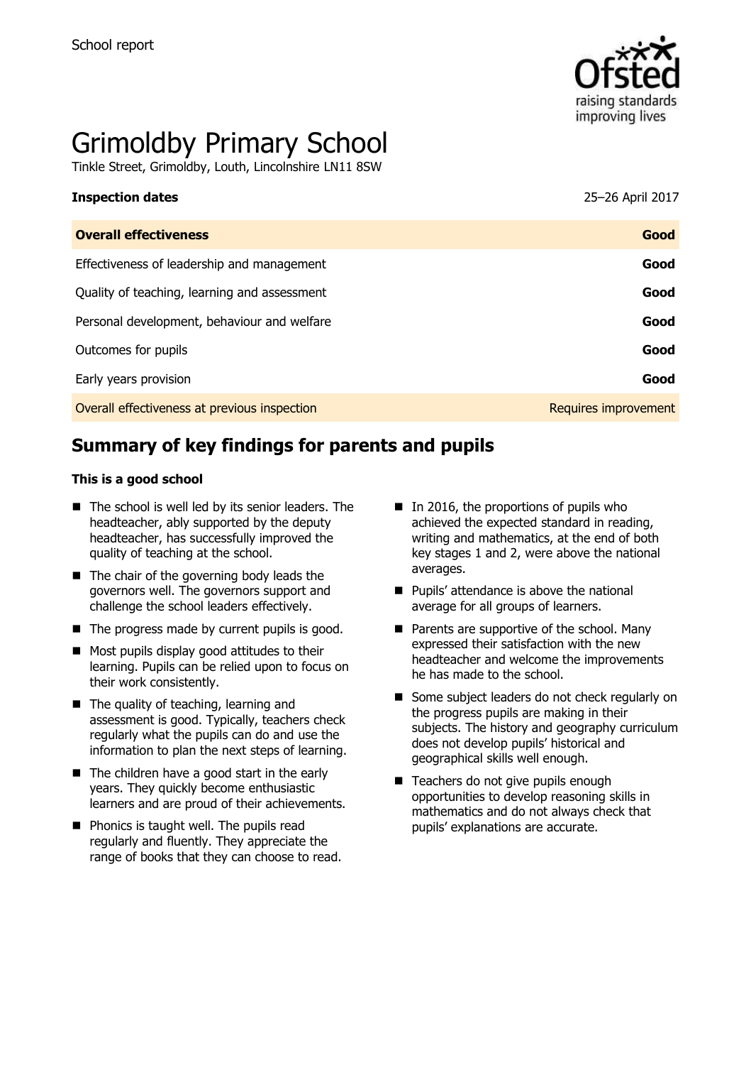School report

# Grimoldby Primary School

Tinkle Street, Grimoldby, Louth, Lincolnshire LN11 8SW

| **Inspection dates** | 25–26 April 2017 |
| --- | --- |
| **Overall effectiveness** | **Good** |
| Effectiveness of leadership and management | **Good** |
| Quality of teaching, learning and assessment | **Good** |
| Personal development, behaviour and welfare | **Good** |
| Outcomes for pupils | **Good** |
| Early years provision | **Good** |
| Overall effectiveness at previous inspection | Requires improvement |

## Summary of key findings for parents and pupils

**This is a good school**

- The school is well led by its senior leaders. The headteacher, ably supported by the deputy headteacher, has successfully improved the quality of teaching at the school.
- The chair of the governing body leads the governors well. The governors support and challenge the school leaders effectively.
- The progress made by current pupils is good.
- Most pupils display good attitudes to their learning. Pupils can be relied upon to focus on their work consistently.
- The quality of teaching, learning and assessment is good. Typically, teachers check regularly what the pupils can do and use the information to plan the next steps of learning.
- The children have a good start in the early years. They quickly become enthusiastic learners and are proud of their achievements.
- Phonics is taught well. The pupils read regularly and fluently. They appreciate the range of books that they can choose to read.
- In 2016, the proportions of pupils who achieved the expected standard in reading, writing and mathematics, at the end of both key stages 1 and 2, were above the national averages.
- Pupils' attendance is above the national average for all groups of learners.
- Parents are supportive of the school. Many expressed their satisfaction with the new headteacher and welcome the improvements he has made to the school.
- Some subject leaders do not check regularly on the progress pupils are making in their subjects. The history and geography curriculum does not develop pupils' historical and geographical skills well enough.
- Teachers do not give pupils enough opportunities to develop reasoning skills in mathematics and do not always check that pupils' explanations are accurate.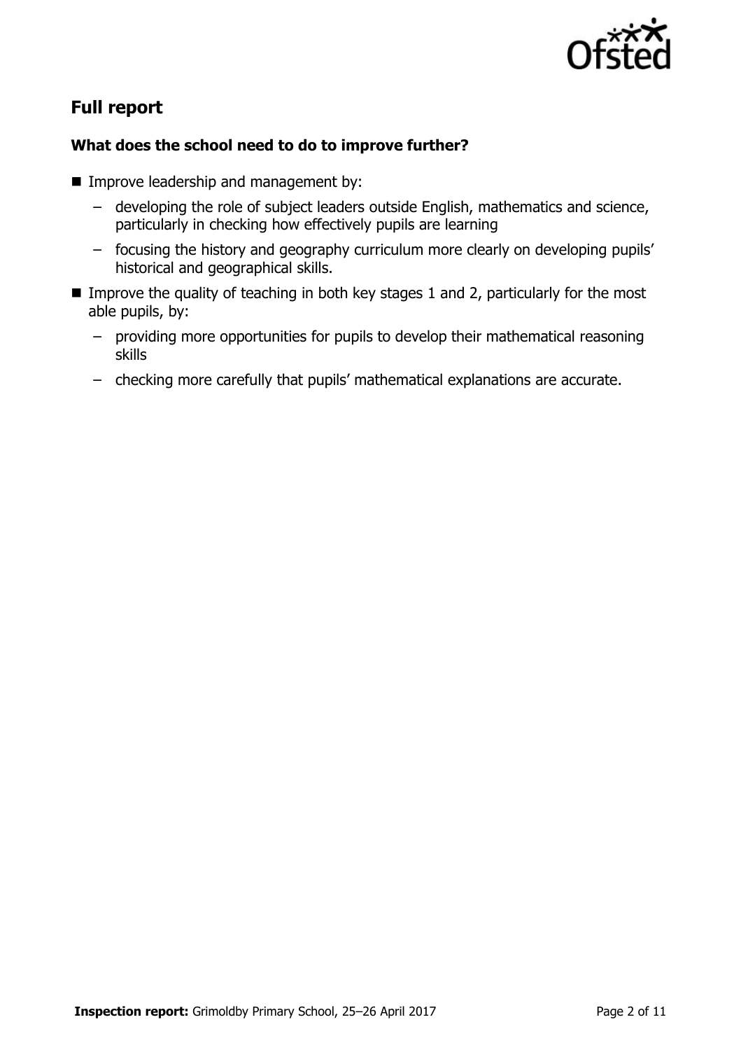## Full report

### What does the school need to do to improve further?

- Improve leadership and management by:
  - developing the role of subject leaders outside English, mathematics and science, particularly in checking how effectively pupils are learning
  - focusing the history and geography curriculum more clearly on developing pupils' historical and geographical skills.
- Improve the quality of teaching in both key stages 1 and 2, particularly for the most able pupils, by:
  - providing more opportunities for pupils to develop their mathematical reasoning skills
  - checking more carefully that pupils' mathematical explanations are accurate.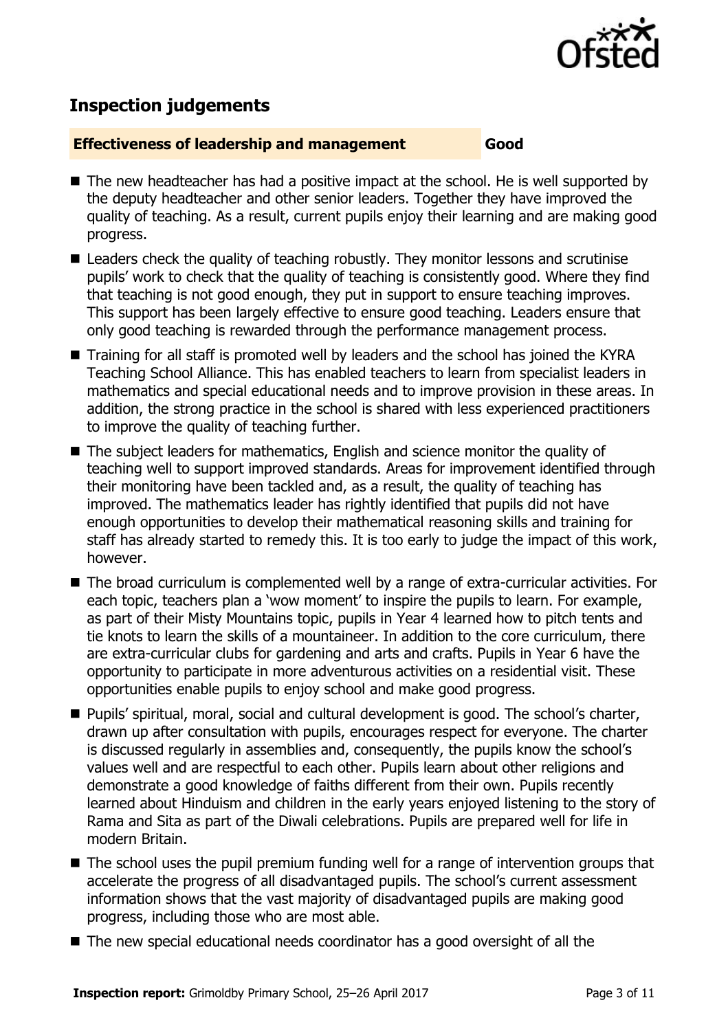## Inspection judgements

**Effectiveness of leadership and management** **Good**

- The new headteacher has had a positive impact at the school. He is well supported by the deputy headteacher and other senior leaders. Together they have improved the quality of teaching. As a result, current pupils enjoy their learning and are making good progress.
- Leaders check the quality of teaching robustly. They monitor lessons and scrutinise pupils' work to check that the quality of teaching is consistently good. Where they find that teaching is not good enough, they put in support to ensure teaching improves. This support has been largely effective to ensure good teaching. Leaders ensure that only good teaching is rewarded through the performance management process.
- Training for all staff is promoted well by leaders and the school has joined the KYRA Teaching School Alliance. This has enabled teachers to learn from specialist leaders in mathematics and special educational needs and to improve provision in these areas. In addition, the strong practice in the school is shared with less experienced practitioners to improve the quality of teaching further.
- The subject leaders for mathematics, English and science monitor the quality of teaching well to support improved standards. Areas for improvement identified through their monitoring have been tackled and, as a result, the quality of teaching has improved. The mathematics leader has rightly identified that pupils did not have enough opportunities to develop their mathematical reasoning skills and training for staff has already started to remedy this. It is too early to judge the impact of this work, however.
- The broad curriculum is complemented well by a range of extra-curricular activities. For each topic, teachers plan a 'wow moment' to inspire the pupils to learn. For example, as part of their Misty Mountains topic, pupils in Year 4 learned how to pitch tents and tie knots to learn the skills of a mountaineer. In addition to the core curriculum, there are extra-curricular clubs for gardening and arts and crafts. Pupils in Year 6 have the opportunity to participate in more adventurous activities on a residential visit. These opportunities enable pupils to enjoy school and make good progress.
- Pupils' spiritual, moral, social and cultural development is good. The school's charter, drawn up after consultation with pupils, encourages respect for everyone. The charter is discussed regularly in assemblies and, consequently, the pupils know the school's values well and are respectful to each other. Pupils learn about other religions and demonstrate a good knowledge of faiths different from their own. Pupils recently learned about Hinduism and children in the early years enjoyed listening to the story of Rama and Sita as part of the Diwali celebrations. Pupils are prepared well for life in modern Britain.
- The school uses the pupil premium funding well for a range of intervention groups that accelerate the progress of all disadvantaged pupils. The school's current assessment information shows that the vast majority of disadvantaged pupils are making good progress, including those who are most able.
- The new special educational needs coordinator has a good oversight of all the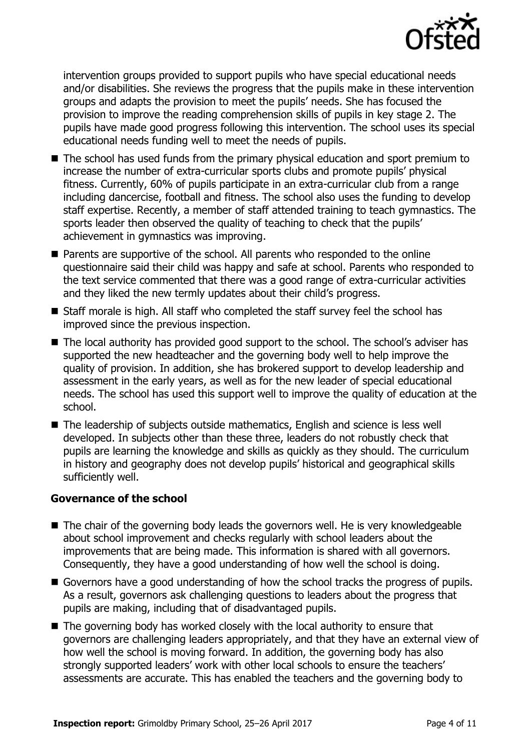intervention groups provided to support pupils who have special educational needs and/or disabilities. She reviews the progress that the pupils make in these intervention groups and adapts the provision to meet the pupils' needs. She has focused the provision to improve the reading comprehension skills of pupils in key stage 2. The pupils have made good progress following this intervention. The school uses its special educational needs funding well to meet the needs of pupils.

- The school has used funds from the primary physical education and sport premium to increase the number of extra-curricular sports clubs and promote pupils' physical fitness. Currently, 60% of pupils participate in an extra-curricular club from a range including dancercise, football and fitness. The school also uses the funding to develop staff expertise. Recently, a member of staff attended training to teach gymnastics. The sports leader then observed the quality of teaching to check that the pupils' achievement in gymnastics was improving.
- Parents are supportive of the school. All parents who responded to the online questionnaire said their child was happy and safe at school. Parents who responded to the text service commented that there was a good range of extra-curricular activities and they liked the new termly updates about their child's progress.
- Staff morale is high. All staff who completed the staff survey feel the school has improved since the previous inspection.
- The local authority has provided good support to the school. The school's adviser has supported the new headteacher and the governing body well to help improve the quality of provision. In addition, she has brokered support to develop leadership and assessment in the early years, as well as for the new leader of special educational needs. The school has used this support well to improve the quality of education at the school.
- The leadership of subjects outside mathematics, English and science is less well developed. In subjects other than these three, leaders do not robustly check that pupils are learning the knowledge and skills as quickly as they should. The curriculum in history and geography does not develop pupils' historical and geographical skills sufficiently well.

### Governance of the school

- The chair of the governing body leads the governors well. He is very knowledgeable about school improvement and checks regularly with school leaders about the improvements that are being made. This information is shared with all governors. Consequently, they have a good understanding of how well the school is doing.
- Governors have a good understanding of how the school tracks the progress of pupils. As a result, governors ask challenging questions to leaders about the progress that pupils are making, including that of disadvantaged pupils.
- The governing body has worked closely with the local authority to ensure that governors are challenging leaders appropriately, and that they have an external view of how well the school is moving forward. In addition, the governing body has also strongly supported leaders' work with other local schools to ensure the teachers' assessments are accurate. This has enabled the teachers and the governing body to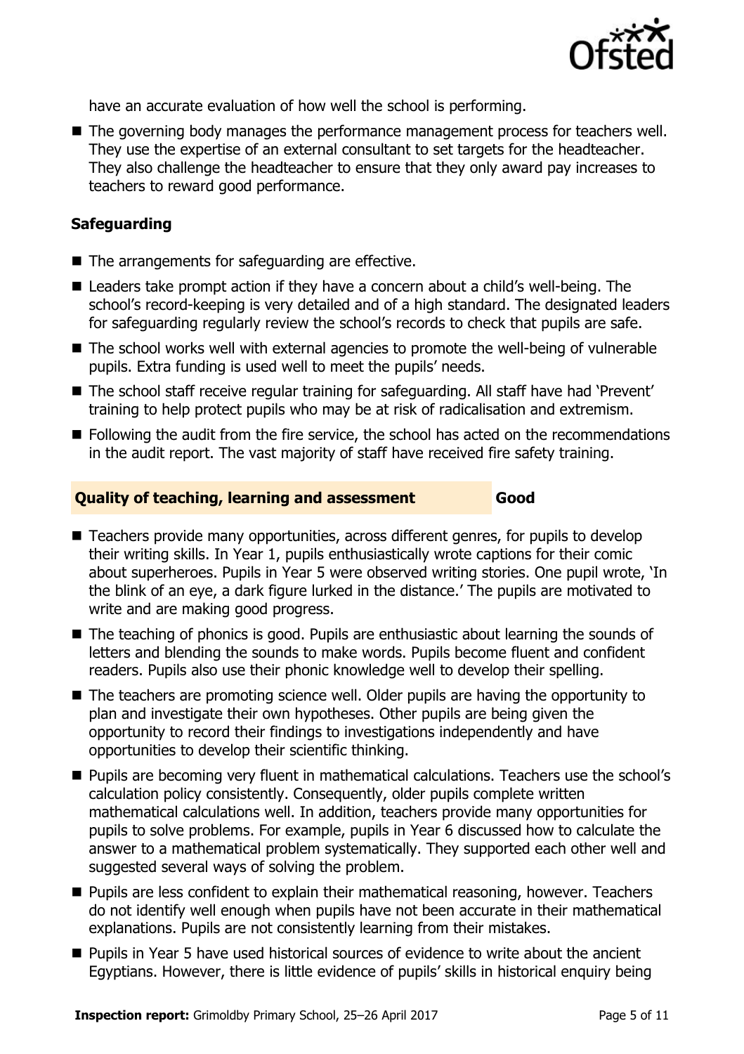have an accurate evaluation of how well the school is performing.

- The governing body manages the performance management process for teachers well. They use the expertise of an external consultant to set targets for the headteacher. They also challenge the headteacher to ensure that they only award pay increases to teachers to reward good performance.

### Safeguarding

- The arrangements for safeguarding are effective.
- Leaders take prompt action if they have a concern about a child's well-being. The school's record-keeping is very detailed and of a high standard. The designated leaders for safeguarding regularly review the school's records to check that pupils are safe.
- The school works well with external agencies to promote the well-being of vulnerable pupils. Extra funding is used well to meet the pupils' needs.
- The school staff receive regular training for safeguarding. All staff have had 'Prevent' training to help protect pupils who may be at risk of radicalisation and extremism.
- Following the audit from the fire service, the school has acted on the recommendations in the audit report. The vast majority of staff have received fire safety training.

## Quality of teaching, learning and assessment — Good

- Teachers provide many opportunities, across different genres, for pupils to develop their writing skills. In Year 1, pupils enthusiastically wrote captions for their comic about superheroes. Pupils in Year 5 were observed writing stories. One pupil wrote, 'In the blink of an eye, a dark figure lurked in the distance.' The pupils are motivated to write and are making good progress.
- The teaching of phonics is good. Pupils are enthusiastic about learning the sounds of letters and blending the sounds to make words. Pupils become fluent and confident readers. Pupils also use their phonic knowledge well to develop their spelling.
- The teachers are promoting science well. Older pupils are having the opportunity to plan and investigate their own hypotheses. Other pupils are being given the opportunity to record their findings to investigations independently and have opportunities to develop their scientific thinking.
- Pupils are becoming very fluent in mathematical calculations. Teachers use the school's calculation policy consistently. Consequently, older pupils complete written mathematical calculations well. In addition, teachers provide many opportunities for pupils to solve problems. For example, pupils in Year 6 discussed how to calculate the answer to a mathematical problem systematically. They supported each other well and suggested several ways of solving the problem.
- Pupils are less confident to explain their mathematical reasoning, however. Teachers do not identify well enough when pupils have not been accurate in their mathematical explanations. Pupils are not consistently learning from their mistakes.
- Pupils in Year 5 have used historical sources of evidence to write about the ancient Egyptians. However, there is little evidence of pupils' skills in historical enquiry being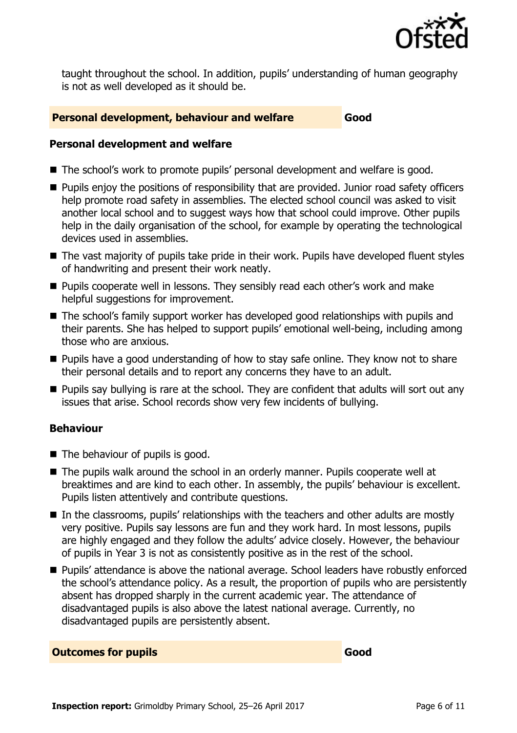taught throughout the school. In addition, pupils' understanding of human geography is not as well developed as it should be.

## Personal development, behaviour and welfare — Good

### Personal development and welfare

- The school's work to promote pupils' personal development and welfare is good.
- Pupils enjoy the positions of responsibility that are provided. Junior road safety officers help promote road safety in assemblies. The elected school council was asked to visit another local school and to suggest ways how that school could improve. Other pupils help in the daily organisation of the school, for example by operating the technological devices used in assemblies.
- The vast majority of pupils take pride in their work. Pupils have developed fluent styles of handwriting and present their work neatly.
- Pupils cooperate well in lessons. They sensibly read each other's work and make helpful suggestions for improvement.
- The school's family support worker has developed good relationships with pupils and their parents. She has helped to support pupils' emotional well-being, including among those who are anxious.
- Pupils have a good understanding of how to stay safe online. They know not to share their personal details and to report any concerns they have to an adult.
- Pupils say bullying is rare at the school. They are confident that adults will sort out any issues that arise. School records show very few incidents of bullying.

### Behaviour

- The behaviour of pupils is good.
- The pupils walk around the school in an orderly manner. Pupils cooperate well at breaktimes and are kind to each other. In assembly, the pupils' behaviour is excellent. Pupils listen attentively and contribute questions.
- In the classrooms, pupils' relationships with the teachers and other adults are mostly very positive. Pupils say lessons are fun and they work hard. In most lessons, pupils are highly engaged and they follow the adults' advice closely. However, the behaviour of pupils in Year 3 is not as consistently positive as in the rest of the school.
- Pupils' attendance is above the national average. School leaders have robustly enforced the school's attendance policy. As a result, the proportion of pupils who are persistently absent has dropped sharply in the current academic year. The attendance of disadvantaged pupils is also above the latest national average. Currently, no disadvantaged pupils are persistently absent.

## Outcomes for pupils — Good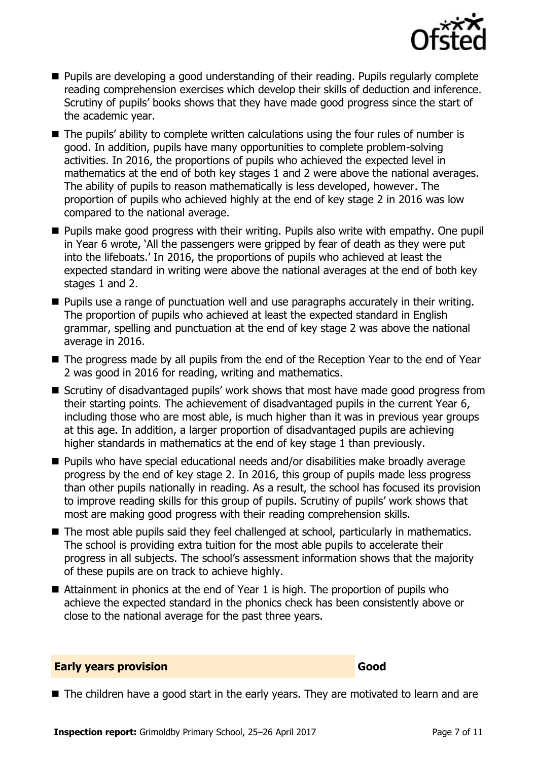- Pupils are developing a good understanding of their reading. Pupils regularly complete reading comprehension exercises which develop their skills of deduction and inference. Scrutiny of pupils' books shows that they have made good progress since the start of the academic year.
- The pupils' ability to complete written calculations using the four rules of number is good. In addition, pupils have many opportunities to complete problem-solving activities. In 2016, the proportions of pupils who achieved the expected level in mathematics at the end of both key stages 1 and 2 were above the national averages. The ability of pupils to reason mathematically is less developed, however. The proportion of pupils who achieved highly at the end of key stage 2 in 2016 was low compared to the national average.
- Pupils make good progress with their writing. Pupils also write with empathy. One pupil in Year 6 wrote, 'All the passengers were gripped by fear of death as they were put into the lifeboats.' In 2016, the proportions of pupils who achieved at least the expected standard in writing were above the national averages at the end of both key stages 1 and 2.
- Pupils use a range of punctuation well and use paragraphs accurately in their writing. The proportion of pupils who achieved at least the expected standard in English grammar, spelling and punctuation at the end of key stage 2 was above the national average in 2016.
- The progress made by all pupils from the end of the Reception Year to the end of Year 2 was good in 2016 for reading, writing and mathematics.
- Scrutiny of disadvantaged pupils' work shows that most have made good progress from their starting points. The achievement of disadvantaged pupils in the current Year 6, including those who are most able, is much higher than it was in previous year groups at this age. In addition, a larger proportion of disadvantaged pupils are achieving higher standards in mathematics at the end of key stage 1 than previously.
- Pupils who have special educational needs and/or disabilities make broadly average progress by the end of key stage 2. In 2016, this group of pupils made less progress than other pupils nationally in reading. As a result, the school has focused its provision to improve reading skills for this group of pupils. Scrutiny of pupils' work shows that most are making good progress with their reading comprehension skills.
- The most able pupils said they feel challenged at school, particularly in mathematics. The school is providing extra tuition for the most able pupils to accelerate their progress in all subjects. The school's assessment information shows that the majority of these pupils are on track to achieve highly.
- Attainment in phonics at the end of Year 1 is high. The proportion of pupils who achieve the expected standard in the phonics check has been consistently above or close to the national average for the past three years.

## Early years provision — Good

- The children have a good start in the early years. They are motivated to learn and are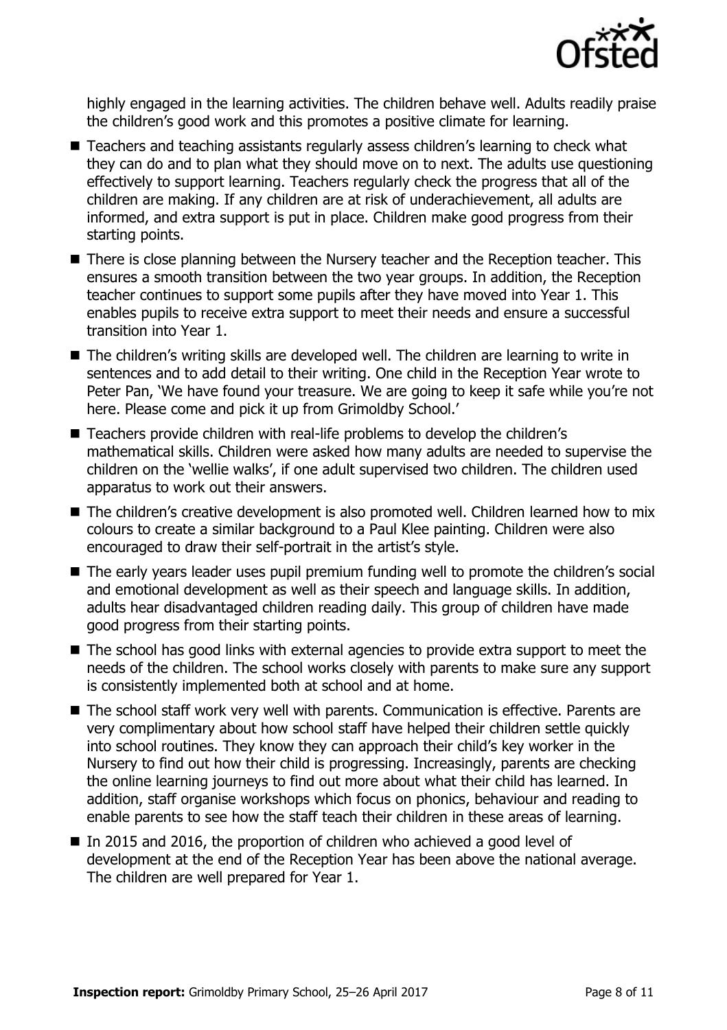highly engaged in the learning activities. The children behave well. Adults readily praise the children's good work and this promotes a positive climate for learning.

- Teachers and teaching assistants regularly assess children's learning to check what they can do and to plan what they should move on to next. The adults use questioning effectively to support learning. Teachers regularly check the progress that all of the children are making. If any children are at risk of underachievement, all adults are informed, and extra support is put in place. Children make good progress from their starting points.
- There is close planning between the Nursery teacher and the Reception teacher. This ensures a smooth transition between the two year groups. In addition, the Reception teacher continues to support some pupils after they have moved into Year 1. This enables pupils to receive extra support to meet their needs and ensure a successful transition into Year 1.
- The children's writing skills are developed well. The children are learning to write in sentences and to add detail to their writing. One child in the Reception Year wrote to Peter Pan, 'We have found your treasure. We are going to keep it safe while you're not here. Please come and pick it up from Grimoldby School.'
- Teachers provide children with real-life problems to develop the children's mathematical skills. Children were asked how many adults are needed to supervise the children on the 'wellie walks', if one adult supervised two children. The children used apparatus to work out their answers.
- The children's creative development is also promoted well. Children learned how to mix colours to create a similar background to a Paul Klee painting. Children were also encouraged to draw their self-portrait in the artist's style.
- The early years leader uses pupil premium funding well to promote the children's social and emotional development as well as their speech and language skills. In addition, adults hear disadvantaged children reading daily. This group of children have made good progress from their starting points.
- The school has good links with external agencies to provide extra support to meet the needs of the children. The school works closely with parents to make sure any support is consistently implemented both at school and at home.
- The school staff work very well with parents. Communication is effective. Parents are very complimentary about how school staff have helped their children settle quickly into school routines. They know they can approach their child's key worker in the Nursery to find out how their child is progressing. Increasingly, parents are checking the online learning journeys to find out more about what their child has learned. In addition, staff organise workshops which focus on phonics, behaviour and reading to enable parents to see how the staff teach their children in these areas of learning.
- In 2015 and 2016, the proportion of children who achieved a good level of development at the end of the Reception Year has been above the national average. The children are well prepared for Year 1.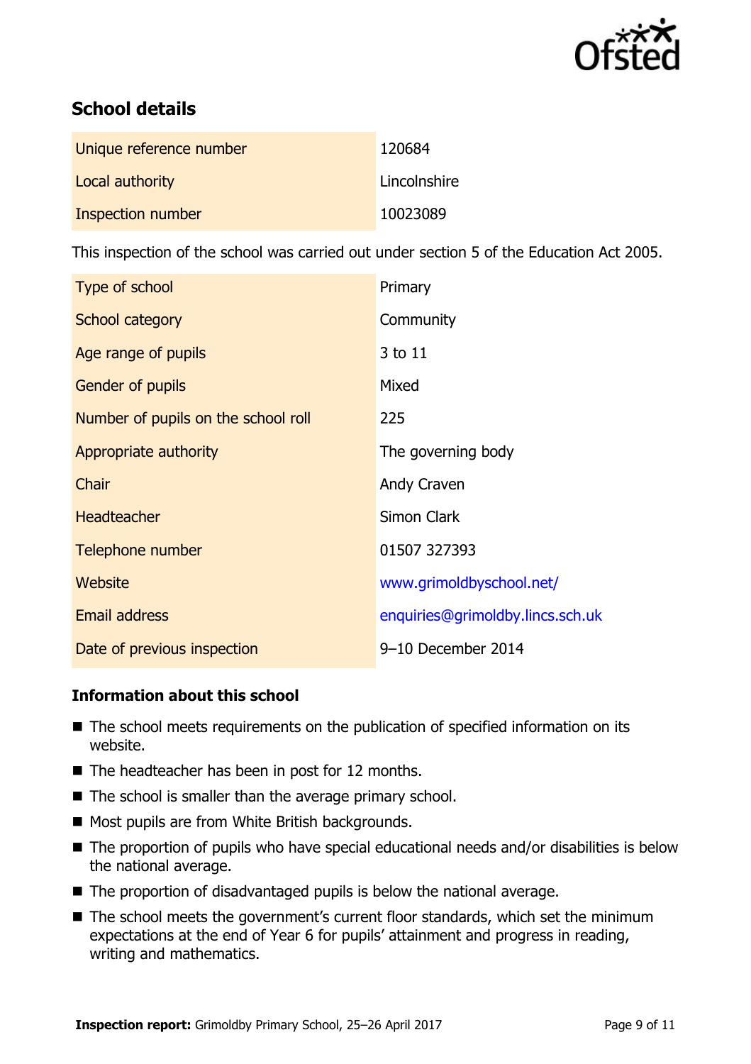## School details

| | |
|---|---|
| Unique reference number | 120684 |
| Local authority | Lincolnshire |
| Inspection number | 10023089 |

This inspection of the school was carried out under section 5 of the Education Act 2005.

| | |
|---|---|
| Type of school | Primary |
| School category | Community |
| Age range of pupils | 3 to 11 |
| Gender of pupils | Mixed |
| Number of pupils on the school roll | 225 |
| Appropriate authority | The governing body |
| Chair | Andy Craven |
| Headteacher | Simon Clark |
| Telephone number | 01507 327393 |
| Website | www.grimoldbyschool.net/ |
| Email address | enquiries@grimoldby.lincs.sch.uk |
| Date of previous inspection | 9–10 December 2014 |

### Information about this school

- The school meets requirements on the publication of specified information on its website.
- The headteacher has been in post for 12 months.
- The school is smaller than the average primary school.
- Most pupils are from White British backgrounds.
- The proportion of pupils who have special educational needs and/or disabilities is below the national average.
- The proportion of disadvantaged pupils is below the national average.
- The school meets the government's current floor standards, which set the minimum expectations at the end of Year 6 for pupils' attainment and progress in reading, writing and mathematics.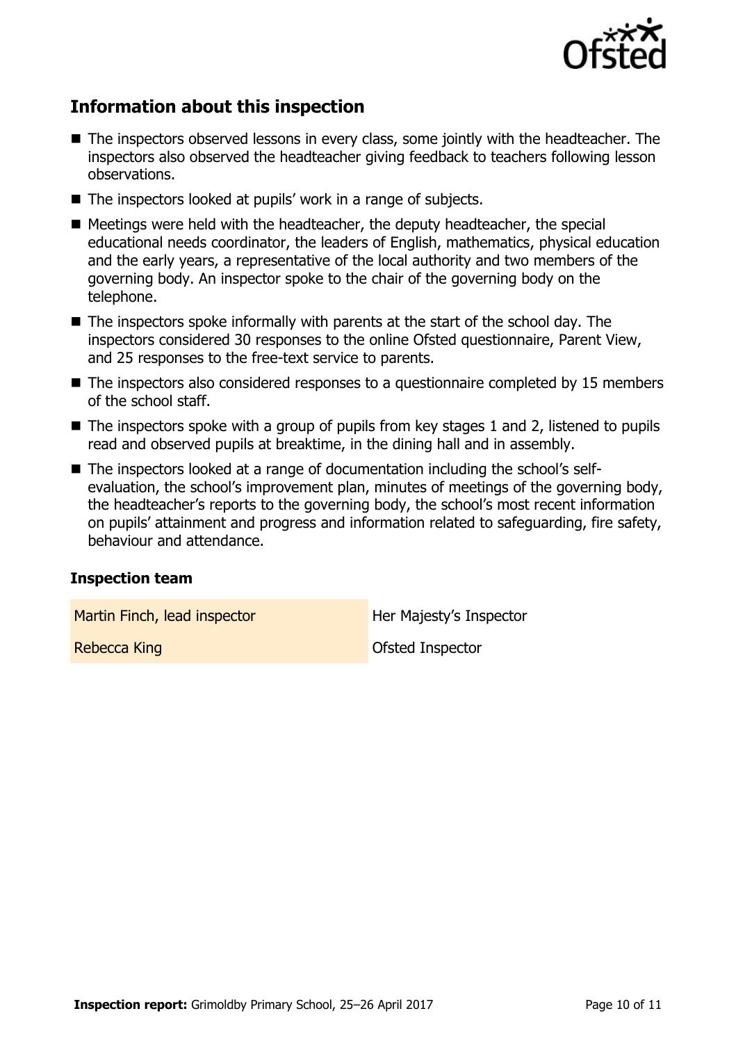## Information about this inspection

- The inspectors observed lessons in every class, some jointly with the headteacher. The inspectors also observed the headteacher giving feedback to teachers following lesson observations.
- The inspectors looked at pupils' work in a range of subjects.
- Meetings were held with the headteacher, the deputy headteacher, the special educational needs coordinator, the leaders of English, mathematics, physical education and the early years, a representative of the local authority and two members of the governing body. An inspector spoke to the chair of the governing body on the telephone.
- The inspectors spoke informally with parents at the start of the school day. The inspectors considered 30 responses to the online Ofsted questionnaire, Parent View, and 25 responses to the free-text service to parents.
- The inspectors also considered responses to a questionnaire completed by 15 members of the school staff.
- The inspectors spoke with a group of pupils from key stages 1 and 2, listened to pupils read and observed pupils at breaktime, in the dining hall and in assembly.
- The inspectors looked at a range of documentation including the school's self-evaluation, the school's improvement plan, minutes of meetings of the governing body, the headteacher's reports to the governing body, the school's most recent information on pupils' attainment and progress and information related to safeguarding, fire safety, behaviour and attendance.

### Inspection team

| | |
|---|---|
| Martin Finch, lead inspector | Her Majesty's Inspector |
| Rebecca King | Ofsted Inspector |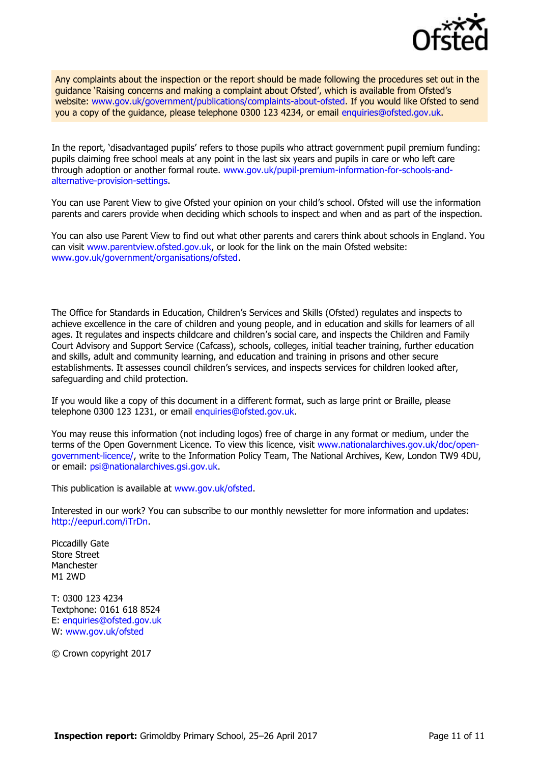Any complaints about the inspection or the report should be made following the procedures set out in the guidance 'Raising concerns and making a complaint about Ofsted', which is available from Ofsted's website: www.gov.uk/government/publications/complaints-about-ofsted. If you would like Ofsted to send you a copy of the guidance, please telephone 0300 123 4234, or email enquiries@ofsted.gov.uk.

In the report, 'disadvantaged pupils' refers to those pupils who attract government pupil premium funding: pupils claiming free school meals at any point in the last six years and pupils in care or who left care through adoption or another formal route. www.gov.uk/pupil-premium-information-for-schools-and-alternative-provision-settings.

You can use Parent View to give Ofsted your opinion on your child's school. Ofsted will use the information parents and carers provide when deciding which schools to inspect and when and as part of the inspection.

You can also use Parent View to find out what other parents and carers think about schools in England. You can visit www.parentview.ofsted.gov.uk, or look for the link on the main Ofsted website: www.gov.uk/government/organisations/ofsted.

The Office for Standards in Education, Children's Services and Skills (Ofsted) regulates and inspects to achieve excellence in the care of children and young people, and in education and skills for learners of all ages. It regulates and inspects childcare and children's social care, and inspects the Children and Family Court Advisory and Support Service (Cafcass), schools, colleges, initial teacher training, further education and skills, adult and community learning, and education and training in prisons and other secure establishments. It assesses council children's services, and inspects services for children looked after, safeguarding and child protection.

If you would like a copy of this document in a different format, such as large print or Braille, please telephone 0300 123 1231, or email enquiries@ofsted.gov.uk.

You may reuse this information (not including logos) free of charge in any format or medium, under the terms of the Open Government Licence. To view this licence, visit www.nationalarchives.gov.uk/doc/open-government-licence/, write to the Information Policy Team, The National Archives, Kew, London TW9 4DU, or email: psi@nationalarchives.gsi.gov.uk.

This publication is available at www.gov.uk/ofsted.

Interested in our work? You can subscribe to our monthly newsletter for more information and updates: http://eepurl.com/iTrDn.

Piccadilly Gate
Store Street
Manchester
M1 2WD

T: 0300 123 4234
Textphone: 0161 618 8524
E: enquiries@ofsted.gov.uk
W: www.gov.uk/ofsted

© Crown copyright 2017